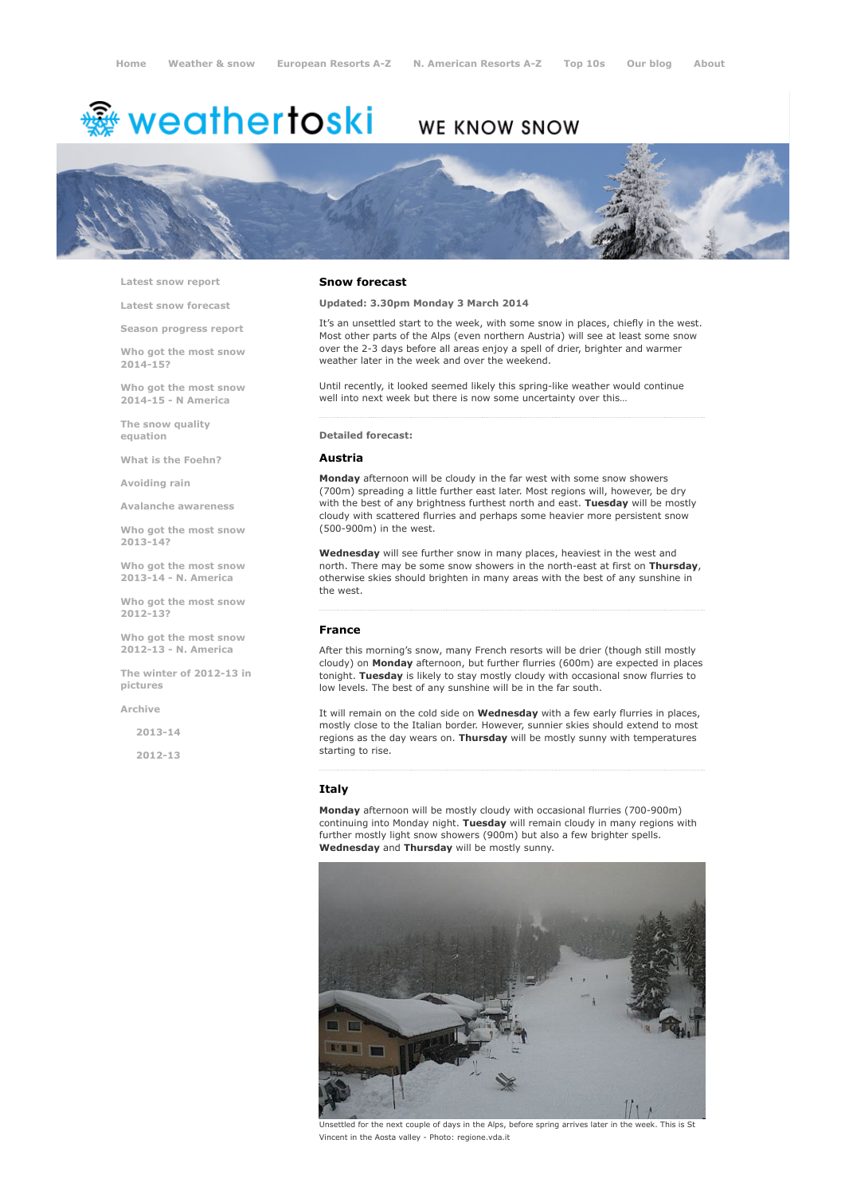Home | Weather & snow | European Resorts A-Z | N. American Resorts A-Z | Top 10s | Our blog | About

# weathertoski

WE KNOW SNOW

- Latest snow report
- Latest snow forecast
- Season progress report
- Who got the most snow 2014-15?
- Who got the most snow 2014-15 - N America
- The snow quality equation
- What is the Foehn?
- Avoiding rain
- Avalanche awareness
- Who got the most snow 2013-14?
- Who got the most snow 2013-14 - N. America
- Who got the most snow 2012-13?
- Who got the most snow 2012-13 - N. America
- The winter of 2012-13 in pictures
- Archive
  - 2013-14
  - 2012-13

## Snow forecast

**Updated: 3.30pm Monday 3 March 2014**

It's an unsettled start to the week, with some snow in places, chiefly in the west. Most other parts of the Alps (even northern Austria) will see at least some snow over the 2-3 days before all areas enjoy a spell of drier, brighter and warmer weather later in the week and over the weekend.

Until recently, it looked seemed likely this spring-like weather would continue well into next week but there is now some uncertainty over this…

**Detailed forecast:**

### Austria

**Monday** afternoon will be cloudy in the far west with some snow showers (700m) spreading a little further east later. Most regions will, however, be dry with the best of any brightness furthest north and east. **Tuesday** will be mostly cloudy with scattered flurries and perhaps some heavier more persistent snow (500-900m) in the west.

**Wednesday** will see further snow in many places, heaviest in the west and north. There may be some snow showers in the north-east at first on **Thursday**, otherwise skies should brighten in many areas with the best of any sunshine in the west.

### France

After this morning's snow, many French resorts will be drier (though still mostly cloudy) on **Monday** afternoon, but further flurries (600m) are expected in places tonight. **Tuesday** is likely to stay mostly cloudy with occasional snow flurries to low levels. The best of any sunshine will be in the far south.

It will remain on the cold side on **Wednesday** with a few early flurries in places, mostly close to the Italian border. However, sunnier skies should extend to most regions as the day wears on. **Thursday** will be mostly sunny with temperatures starting to rise.

### Italy

**Monday** afternoon will be mostly cloudy with occasional flurries (700-900m) continuing into Monday night. **Tuesday** will remain cloudy in many regions with further mostly light snow showers (900m) but also a few brighter spells. **Wednesday** and **Thursday** will be mostly sunny.

Unsettled for the next couple of days in the Alps, before spring arrives later in the week. This is St Vincent in the Aosta valley - Photo: regione.vda.it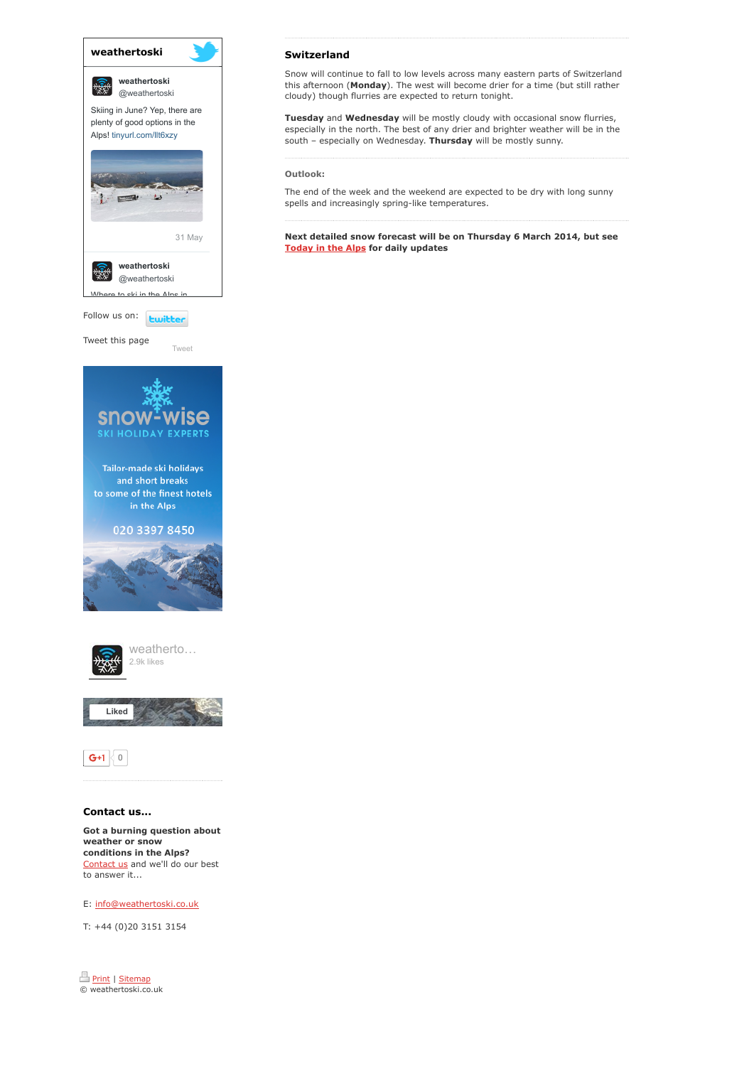## Switzerland

Snow will continue to fall to low levels across many eastern parts of Switzerland this afternoon (**Monday**). The west will become drier for a time (but still rather cloudy) though flurries are expected to return tonight.

**Tuesday** and **Wednesday** will be mostly cloudy with occasional snow flurries, especially in the north. The best of any drier and brighter weather will be in the south – especially on Wednesday. **Thursday** will be mostly sunny.

**Outlook:**

The end of the week and the weekend are expected to be dry with long sunny spells and increasingly spring-like temperatures.

**Next detailed snow forecast will be on Thursday 6 March 2014, but see Today in the Alps for daily updates**

weathertoski

weathertoski
@weathertoski

Skiing in June? Yep, there are plenty of good options in the Alps! tinyurl.com/llt6xzy

31 May

weathertoski
@weathertoski

Where to ski in the Alps in

Follow us on: twitter

Tweet this page

Tweet

snow-wise
SKI HOLIDAY EXPERTS

Tailor-made ski holidays and short breaks to some of the finest hotels in the Alps

020 3397 8450

weatherto…
2.9k likes

Liked

G+1 0

### Contact us...

**Got a burning question about weather or snow conditions in the Alps?**
Contact us and we'll do our best to answer it...

E: info@weathertoski.co.uk

T: +44 (0)20 3151 3154

Print | Sitemap
© weathertoski.co.uk